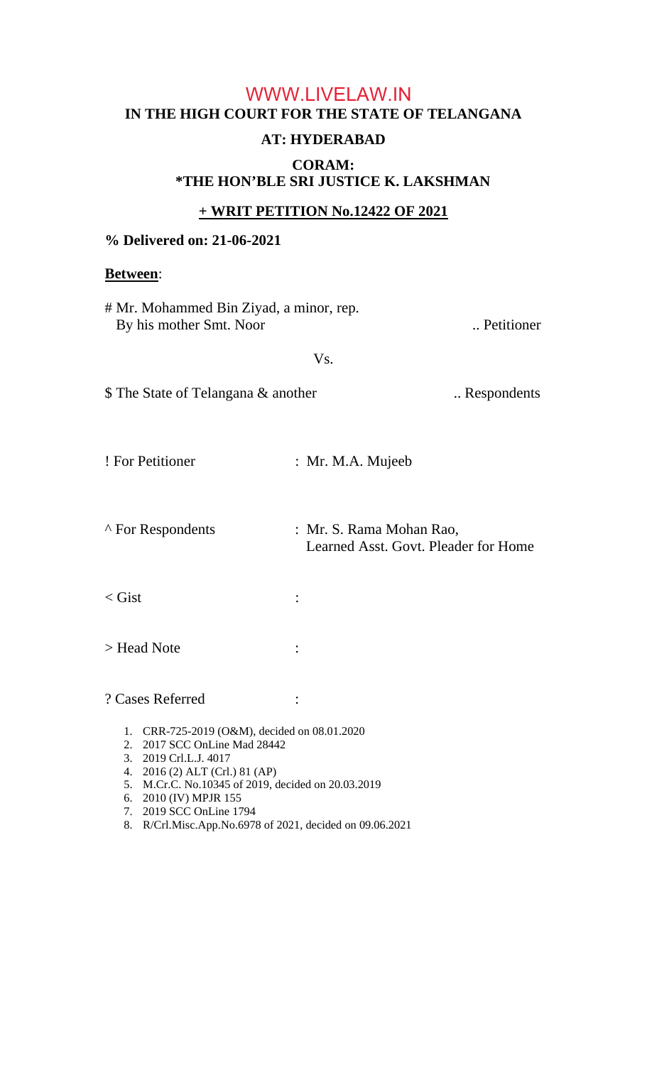WWW.LIVELAW.IN

**IN THE HIGH COURT FOR THE STATE OF TELANGANA**

**AT: HYDERABAD**

**CORAM:**
**\*THE HON'BLE SRI JUSTICE K. LAKSHMAN**

**+ WRIT PETITION No.12422 OF 2021**

**% Delivered on: 21-06-2021**

**Between**:

# Mr. Mohammed Bin Ziyad, a minor, rep.
By his mother Smt. Noor .. Petitioner

Vs.

$ The State of Telangana & another .. Respondents

! For Petitioner : Mr. M.A. Mujeeb

^ For Respondents : Mr. S. Rama Mohan Rao,
Learned Asst. Govt. Pleader for Home

< Gist :

> Head Note :

? Cases Referred :

1. CRR-725-2019 (O&M), decided on 08.01.2020
2. 2017 SCC OnLine Mad 28442
3. 2019 Crl.L.J. 4017
4. 2016 (2) ALT (Crl.) 81 (AP)
5. M.Cr.C. No.10345 of 2019, decided on 20.03.2019
6. 2010 (IV) MPJR 155
7. 2019 SCC OnLine 1794
8. R/Crl.Misc.App.No.6978 of 2021, decided on 09.06.2021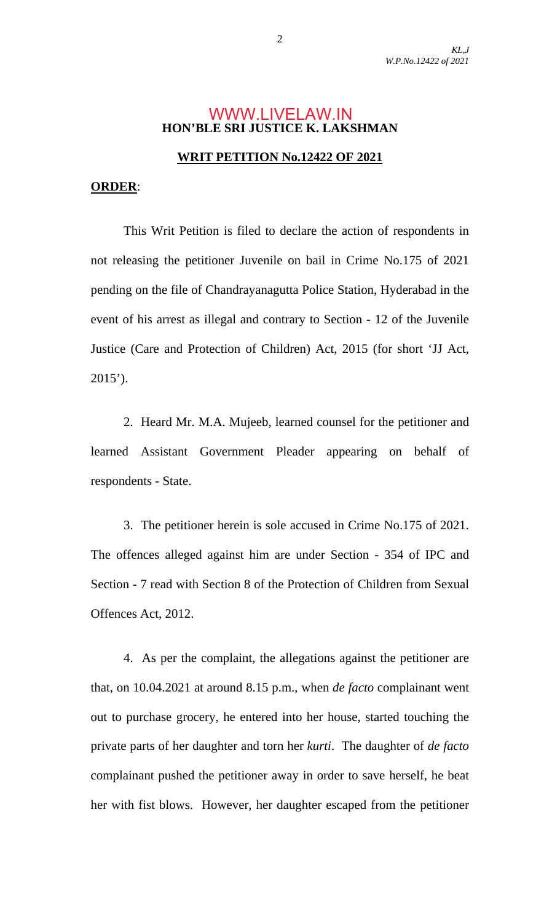**HON'BLE SRI JUSTICE K. LAKSHMAN**

**WRIT PETITION No.12422 OF 2021**

**ORDER**:

This Writ Petition is filed to declare the action of respondents in not releasing the petitioner Juvenile on bail in Crime No.175 of 2021 pending on the file of Chandrayanagutta Police Station, Hyderabad in the event of his arrest as illegal and contrary to Section - 12 of the Juvenile Justice (Care and Protection of Children) Act, 2015 (for short 'JJ Act, 2015').

2. Heard Mr. M.A. Mujeeb, learned counsel for the petitioner and learned Assistant Government Pleader appearing on behalf of respondents - State.

3. The petitioner herein is sole accused in Crime No.175 of 2021. The offences alleged against him are under Section - 354 of IPC and Section - 7 read with Section 8 of the Protection of Children from Sexual Offences Act, 2012.

4. As per the complaint, the allegations against the petitioner are that, on 10.04.2021 at around 8.15 p.m., when *de facto* complainant went out to purchase grocery, he entered into her house, started touching the private parts of her daughter and torn her *kurti*. The daughter of *de facto* complainant pushed the petitioner away in order to save herself, he beat her with fist blows. However, her daughter escaped from the petitioner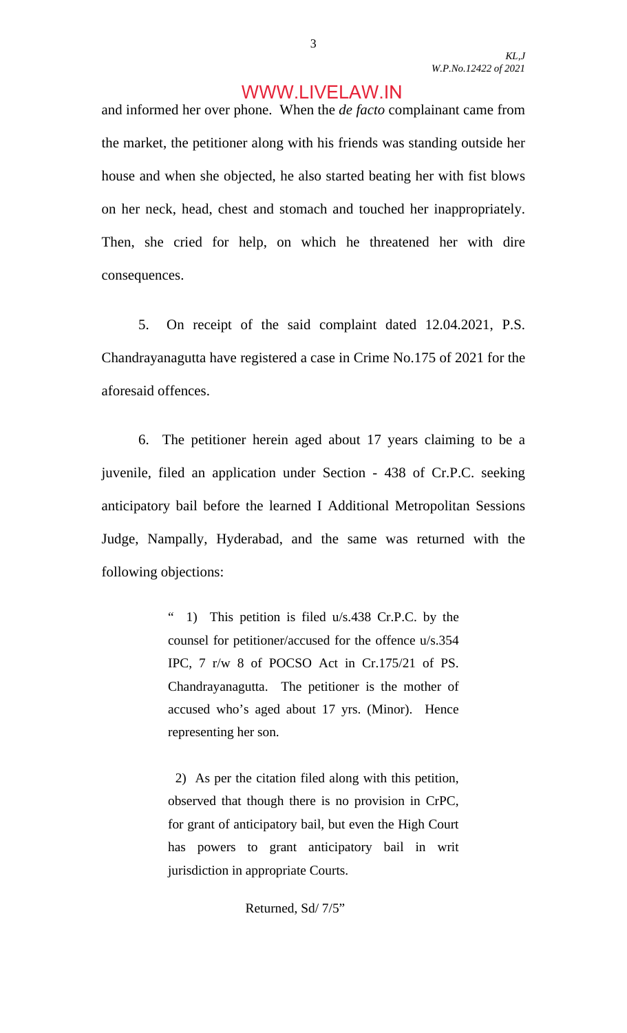and informed her over phone. When the *de facto* complainant came from the market, the petitioner along with his friends was standing outside her house and when she objected, he also started beating her with fist blows on her neck, head, chest and stomach and touched her inappropriately. Then, she cried for help, on which he threatened her with dire consequences.

5. On receipt of the said complaint dated 12.04.2021, P.S. Chandrayanagutta have registered a case in Crime No.175 of 2021 for the aforesaid offences.

6. The petitioner herein aged about 17 years claiming to be a juvenile, filed an application under Section - 438 of Cr.P.C. seeking anticipatory bail before the learned I Additional Metropolitan Sessions Judge, Nampally, Hyderabad, and the same was returned with the following objections:

> " 1) This petition is filed u/s.438 Cr.P.C. by the counsel for petitioner/accused for the offence u/s.354 IPC, 7 r/w 8 of POCSO Act in Cr.175/21 of PS. Chandrayanagutta. The petitioner is the mother of accused who's aged about 17 yrs. (Minor). Hence representing her son.
>
> 2) As per the citation filed along with this petition, observed that though there is no provision in CrPC, for grant of anticipatory bail, but even the High Court has powers to grant anticipatory bail in writ jurisdiction in appropriate Courts.
>
> Returned, Sd/ 7/5"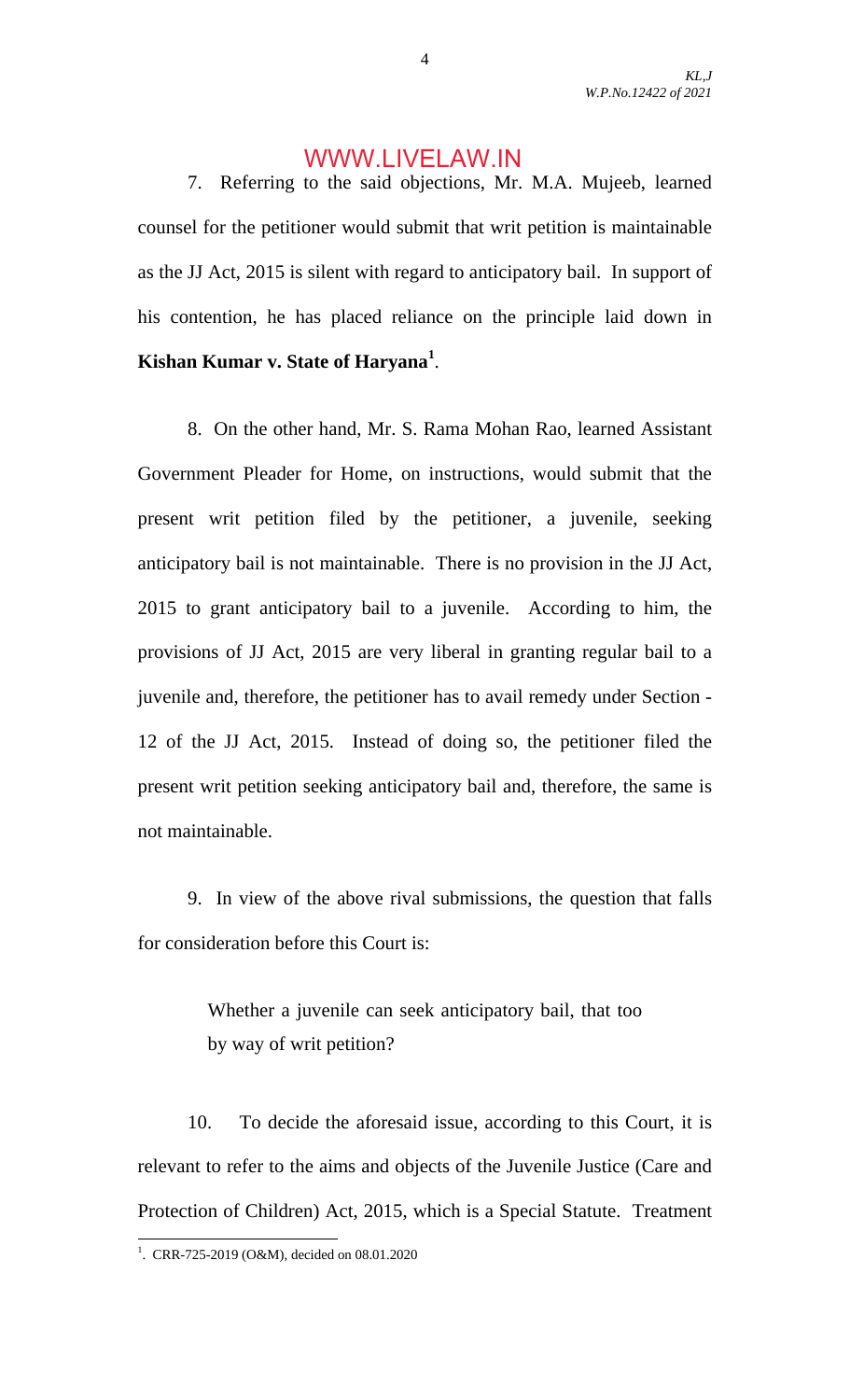7. Referring to the said objections, Mr. M.A. Mujeeb, learned counsel for the petitioner would submit that writ petition is maintainable as the JJ Act, 2015 is silent with regard to anticipatory bail. In support of his contention, he has placed reliance on the principle laid down in **Kishan Kumar v. State of Haryana**[1].

8. On the other hand, Mr. S. Rama Mohan Rao, learned Assistant Government Pleader for Home, on instructions, would submit that the present writ petition filed by the petitioner, a juvenile, seeking anticipatory bail is not maintainable. There is no provision in the JJ Act, 2015 to grant anticipatory bail to a juvenile. According to him, the provisions of JJ Act, 2015 are very liberal in granting regular bail to a juvenile and, therefore, the petitioner has to avail remedy under Section - 12 of the JJ Act, 2015. Instead of doing so, the petitioner filed the present writ petition seeking anticipatory bail and, therefore, the same is not maintainable.

9. In view of the above rival submissions, the question that falls for consideration before this Court is:

> Whether a juvenile can seek anticipatory bail, that too by way of writ petition?

10. To decide the aforesaid issue, according to this Court, it is relevant to refer to the aims and objects of the Juvenile Justice (Care and Protection of Children) Act, 2015, which is a Special Statute. Treatment

---

[1]. CRR-725-2019 (O&M), decided on 08.01.2020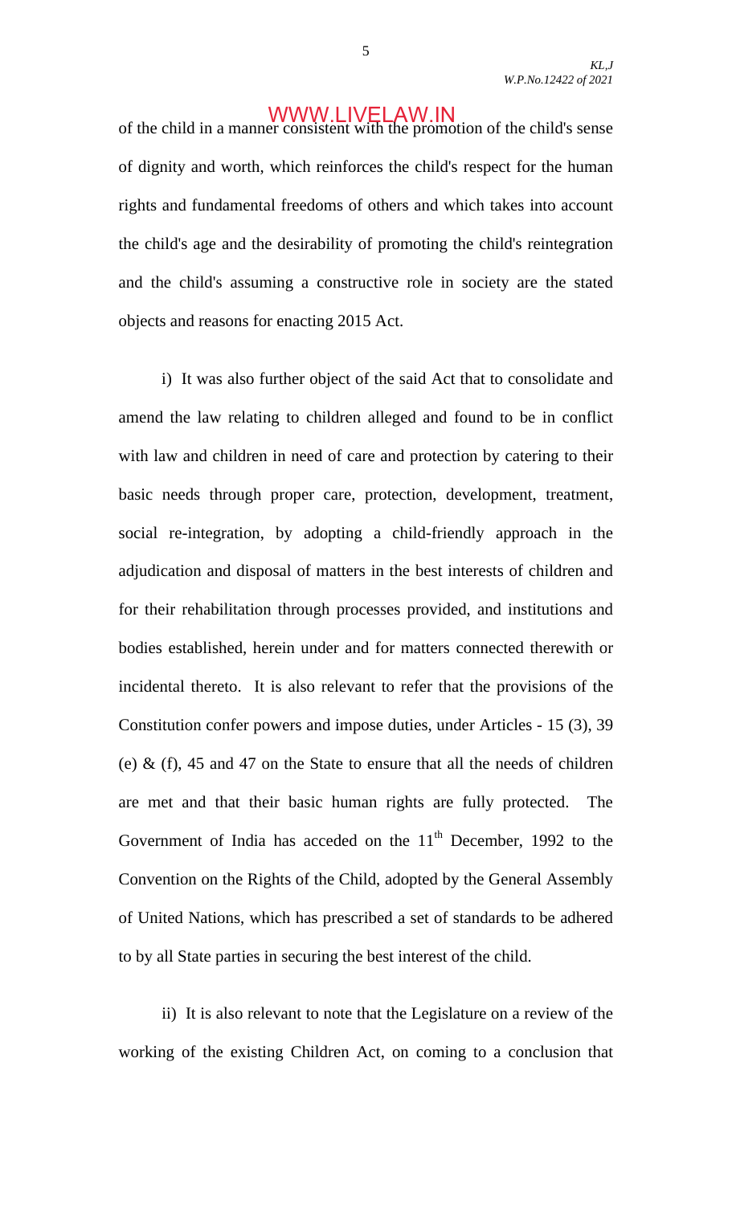of the child in a manner consistent with the promotion of the child's sense of dignity and worth, which reinforces the child's respect for the human rights and fundamental freedoms of others and which takes into account the child's age and the desirability of promoting the child's reintegration and the child's assuming a constructive role in society are the stated objects and reasons for enacting 2015 Act.

i) It was also further object of the said Act that to consolidate and amend the law relating to children alleged and found to be in conflict with law and children in need of care and protection by catering to their basic needs through proper care, protection, development, treatment, social re-integration, by adopting a child-friendly approach in the adjudication and disposal of matters in the best interests of children and for their rehabilitation through processes provided, and institutions and bodies established, herein under and for matters connected therewith or incidental thereto. It is also relevant to refer that the provisions of the Constitution confer powers and impose duties, under Articles - 15 (3), 39 (e) & (f), 45 and 47 on the State to ensure that all the needs of children are met and that their basic human rights are fully protected. The Government of India has acceded on the 11th December, 1992 to the Convention on the Rights of the Child, adopted by the General Assembly of United Nations, which has prescribed a set of standards to be adhered to by all State parties in securing the best interest of the child.

ii) It is also relevant to note that the Legislature on a review of the working of the existing Children Act, on coming to a conclusion that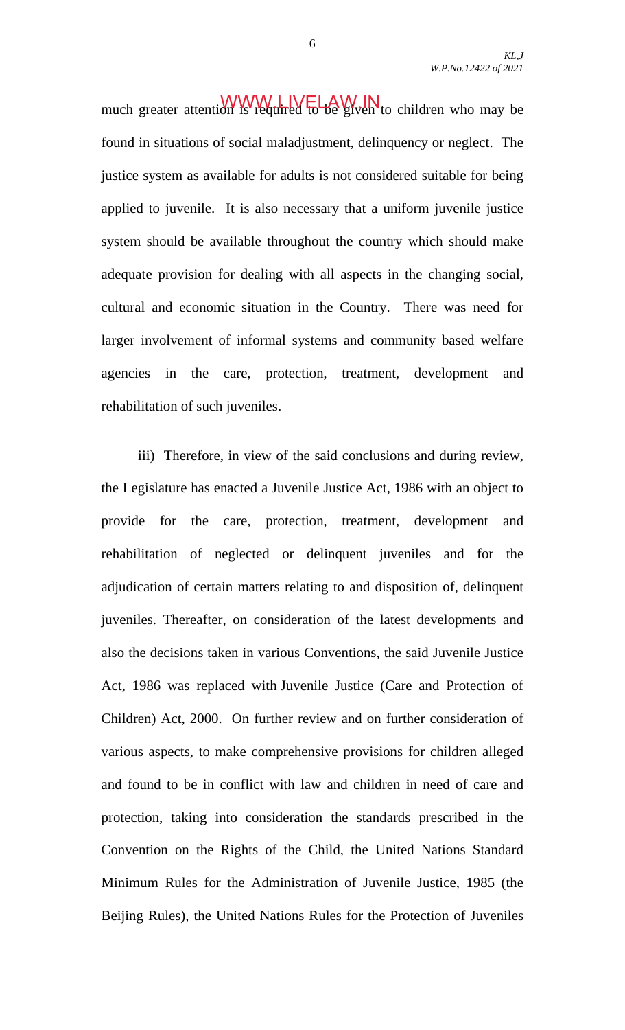much greater attention is required to be given to children who may be found in situations of social maladjustment, delinquency or neglect. The justice system as available for adults is not considered suitable for being applied to juvenile. It is also necessary that a uniform juvenile justice system should be available throughout the country which should make adequate provision for dealing with all aspects in the changing social, cultural and economic situation in the Country. There was need for larger involvement of informal systems and community based welfare agencies in the care, protection, treatment, development and rehabilitation of such juveniles.

iii) Therefore, in view of the said conclusions and during review, the Legislature has enacted a Juvenile Justice Act, 1986 with an object to provide for the care, protection, treatment, development and rehabilitation of neglected or delinquent juveniles and for the adjudication of certain matters relating to and disposition of, delinquent juveniles. Thereafter, on consideration of the latest developments and also the decisions taken in various Conventions, the said Juvenile Justice Act, 1986 was replaced with Juvenile Justice (Care and Protection of Children) Act, 2000. On further review and on further consideration of various aspects, to make comprehensive provisions for children alleged and found to be in conflict with law and children in need of care and protection, taking into consideration the standards prescribed in the Convention on the Rights of the Child, the United Nations Standard Minimum Rules for the Administration of Juvenile Justice, 1985 (the Beijing Rules), the United Nations Rules for the Protection of Juveniles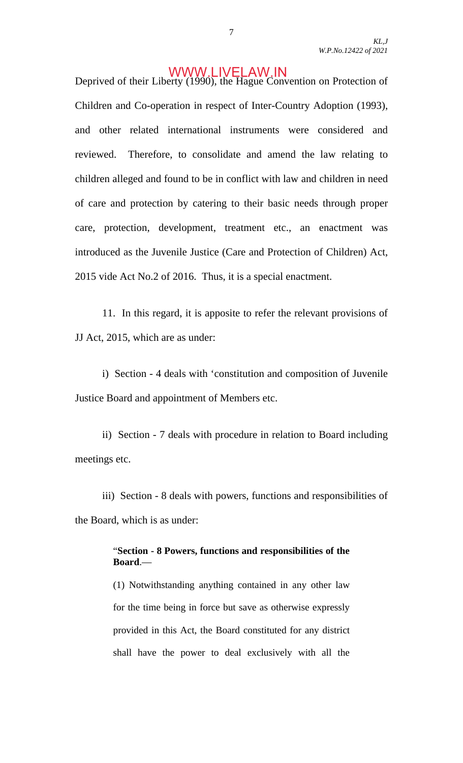Deprived of their Liberty (1990), the Hague Convention on Protection of Children and Co-operation in respect of Inter-Country Adoption (1993), and other related international instruments were considered and reviewed. Therefore, to consolidate and amend the law relating to children alleged and found to be in conflict with law and children in need of care and protection by catering to their basic needs through proper care, protection, development, treatment etc., an enactment was introduced as the Juvenile Justice (Care and Protection of Children) Act, 2015 vide Act No.2 of 2016. Thus, it is a special enactment.

11. In this regard, it is apposite to refer the relevant provisions of JJ Act, 2015, which are as under:

i) Section - 4 deals with 'constitution and composition of Juvenile Justice Board and appointment of Members etc.

ii) Section - 7 deals with procedure in relation to Board including meetings etc.

iii) Section - 8 deals with powers, functions and responsibilities of the Board, which is as under:

> "**Section - 8 Powers, functions and responsibilities of the Board**.—
>
> (1) Notwithstanding anything contained in any other law for the time being in force but save as otherwise expressly provided in this Act, the Board constituted for any district shall have the power to deal exclusively with all the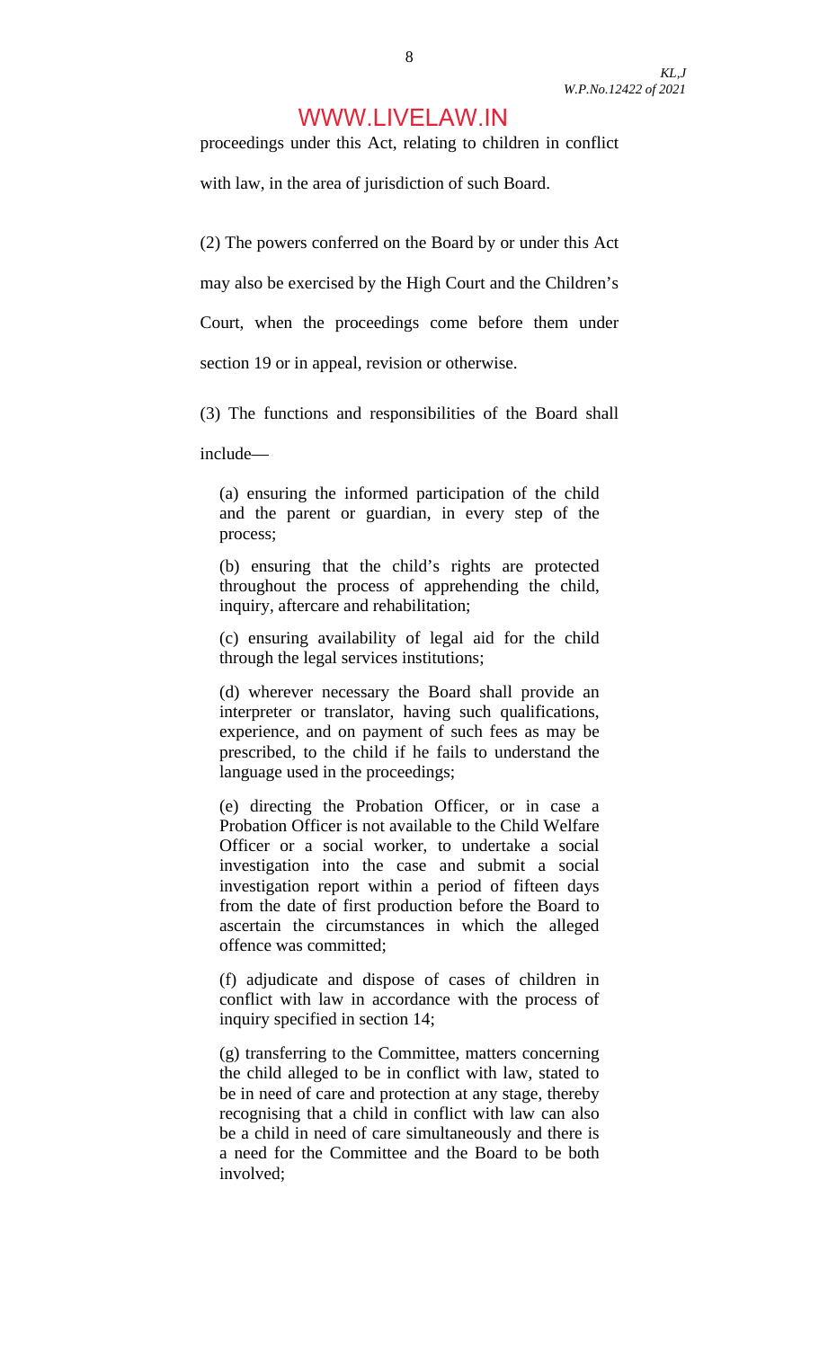proceedings under this Act, relating to children in conflict with law, in the area of jurisdiction of such Board.

(2) The powers conferred on the Board by or under this Act may also be exercised by the High Court and the Children's Court, when the proceedings come before them under section 19 or in appeal, revision or otherwise.

(3) The functions and responsibilities of the Board shall include—

> (a) ensuring the informed participation of the child and the parent or guardian, in every step of the process;
>
> (b) ensuring that the child's rights are protected throughout the process of apprehending the child, inquiry, aftercare and rehabilitation;
>
> (c) ensuring availability of legal aid for the child through the legal services institutions;
>
> (d) wherever necessary the Board shall provide an interpreter or translator, having such qualifications, experience, and on payment of such fees as may be prescribed, to the child if he fails to understand the language used in the proceedings;
>
> (e) directing the Probation Officer, or in case a Probation Officer is not available to the Child Welfare Officer or a social worker, to undertake a social investigation into the case and submit a social investigation report within a period of fifteen days from the date of first production before the Board to ascertain the circumstances in which the alleged offence was committed;
>
> (f) adjudicate and dispose of cases of children in conflict with law in accordance with the process of inquiry specified in section 14;
>
> (g) transferring to the Committee, matters concerning the child alleged to be in conflict with law, stated to be in need of care and protection at any stage, thereby recognising that a child in conflict with law can also be a child in need of care simultaneously and there is a need for the Committee and the Board to be both involved;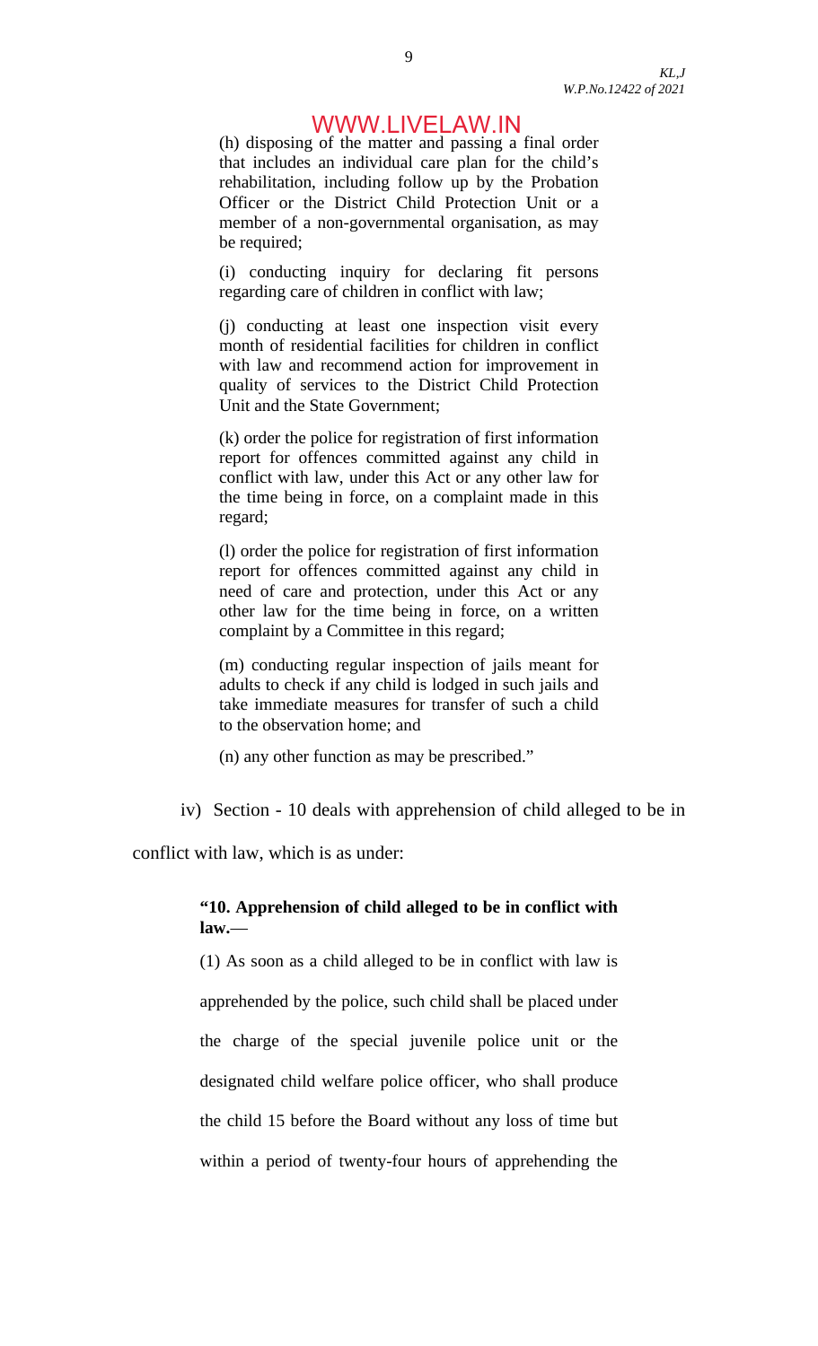(h) disposing of the matter and passing a final order that includes an individual care plan for the child's rehabilitation, including follow up by the Probation Officer or the District Child Protection Unit or a member of a non-governmental organisation, as may be required;

(i) conducting inquiry for declaring fit persons regarding care of children in conflict with law;

(j) conducting at least one inspection visit every month of residential facilities for children in conflict with law and recommend action for improvement in quality of services to the District Child Protection Unit and the State Government;

(k) order the police for registration of first information report for offences committed against any child in conflict with law, under this Act or any other law for the time being in force, on a complaint made in this regard;

(l) order the police for registration of first information report for offences committed against any child in need of care and protection, under this Act or any other law for the time being in force, on a written complaint by a Committee in this regard;

(m) conducting regular inspection of jails meant for adults to check if any child is lodged in such jails and take immediate measures for transfer of such a child to the observation home; and

(n) any other function as may be prescribed."

iv) Section - 10 deals with apprehension of child alleged to be in conflict with law, which is as under:

**"10. Apprehension of child alleged to be in conflict with law.**—

(1) As soon as a child alleged to be in conflict with law is apprehended by the police, such child shall be placed under the charge of the special juvenile police unit or the designated child welfare police officer, who shall produce the child 15 before the Board without any loss of time but within a period of twenty-four hours of apprehending the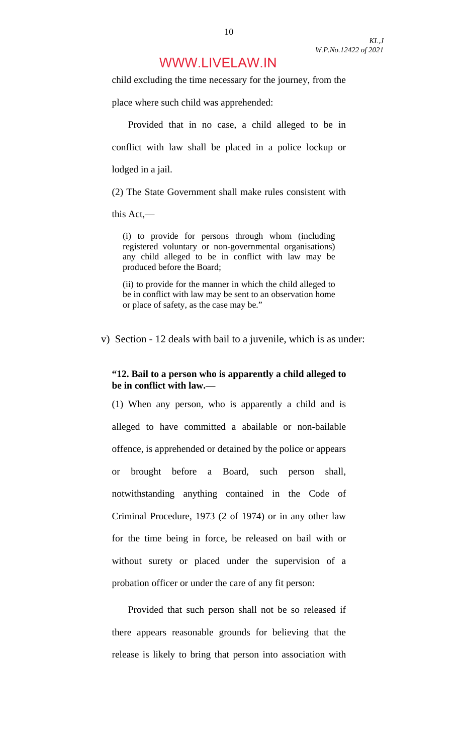child excluding the time necessary for the journey, from the place where such child was apprehended:

Provided that in no case, a child alleged to be in conflict with law shall be placed in a police lockup or lodged in a jail.

(2) The State Government shall make rules consistent with this Act,—

(i) to provide for persons through whom (including registered voluntary or non-governmental organisations) any child alleged to be in conflict with law may be produced before the Board;

(ii) to provide for the manner in which the child alleged to be in conflict with law may be sent to an observation home or place of safety, as the case may be."

v) Section - 12 deals with bail to a juvenile, which is as under:

**"12. Bail to a person who is apparently a child alleged to be in conflict with law.**—

(1) When any person, who is apparently a child and is alleged to have committed a abailable or non-bailable offence, is apprehended or detained by the police or appears or brought before a Board, such person shall, notwithstanding anything contained in the Code of Criminal Procedure, 1973 (2 of 1974) or in any other law for the time being in force, be released on bail with or without surety or placed under the supervision of a probation officer or under the care of any fit person:

Provided that such person shall not be so released if there appears reasonable grounds for believing that the release is likely to bring that person into association with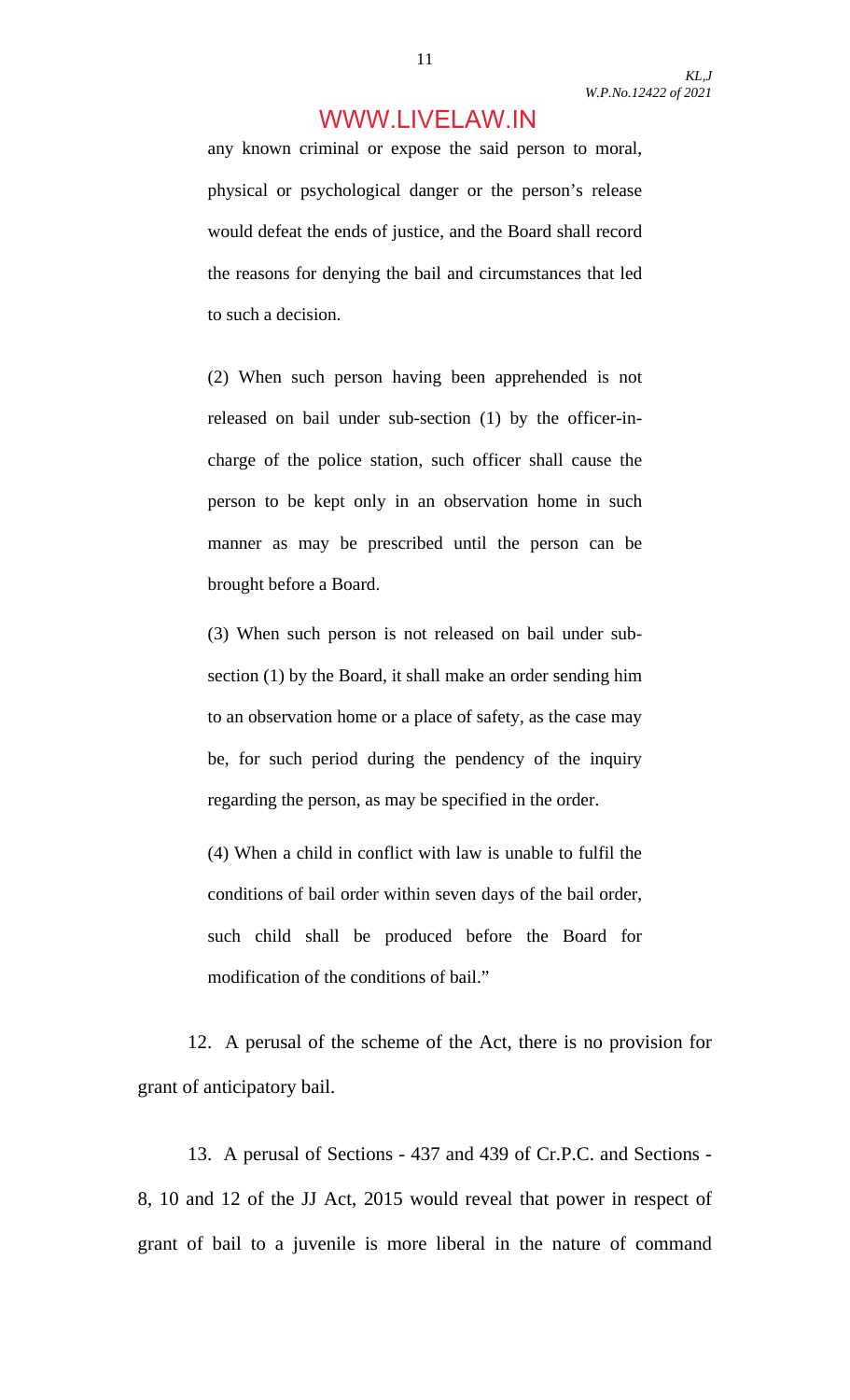any known criminal or expose the said person to moral, physical or psychological danger or the person's release would defeat the ends of justice, and the Board shall record the reasons for denying the bail and circumstances that led to such a decision.

(2) When such person having been apprehended is not released on bail under sub-section (1) by the officer-in-charge of the police station, such officer shall cause the person to be kept only in an observation home in such manner as may be prescribed until the person can be brought before a Board.

(3) When such person is not released on bail under sub-section (1) by the Board, it shall make an order sending him to an observation home or a place of safety, as the case may be, for such period during the pendency of the inquiry regarding the person, as may be specified in the order.

(4) When a child in conflict with law is unable to fulfil the conditions of bail order within seven days of the bail order, such child shall be produced before the Board for modification of the conditions of bail."

12. A perusal of the scheme of the Act, there is no provision for grant of anticipatory bail.

13. A perusal of Sections - 437 and 439 of Cr.P.C. and Sections - 8, 10 and 12 of the JJ Act, 2015 would reveal that power in respect of grant of bail to a juvenile is more liberal in the nature of command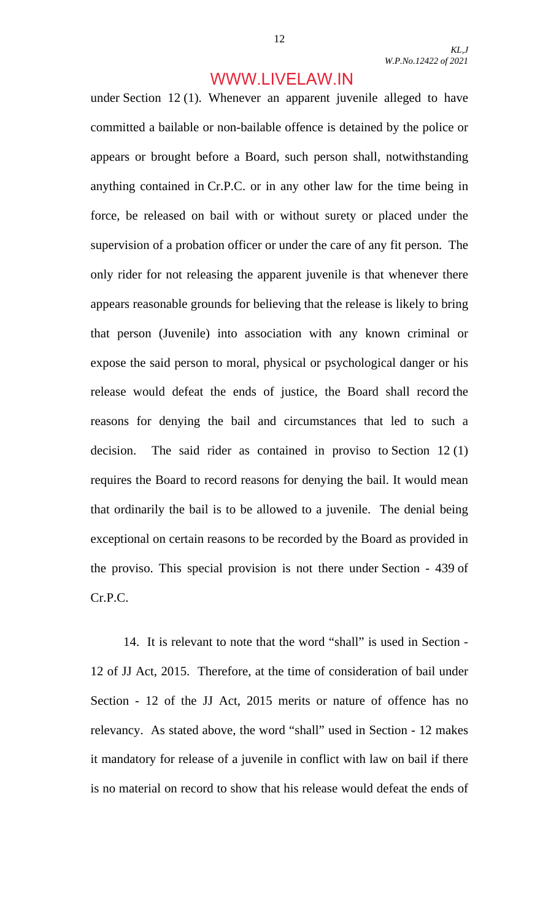under Section 12 (1). Whenever an apparent juvenile alleged to have committed a bailable or non-bailable offence is detained by the police or appears or brought before a Board, such person shall, notwithstanding anything contained in Cr.P.C. or in any other law for the time being in force, be released on bail with or without surety or placed under the supervision of a probation officer or under the care of any fit person. The only rider for not releasing the apparent juvenile is that whenever there appears reasonable grounds for believing that the release is likely to bring that person (Juvenile) into association with any known criminal or expose the said person to moral, physical or psychological danger or his release would defeat the ends of justice, the Board shall record the reasons for denying the bail and circumstances that led to such a decision. The said rider as contained in proviso to Section 12 (1) requires the Board to record reasons for denying the bail. It would mean that ordinarily the bail is to be allowed to a juvenile. The denial being exceptional on certain reasons to be recorded by the Board as provided in the proviso. This special provision is not there under Section - 439 of Cr.P.C.

14. It is relevant to note that the word "shall" is used in Section - 12 of JJ Act, 2015. Therefore, at the time of consideration of bail under Section - 12 of the JJ Act, 2015 merits or nature of offence has no relevancy. As stated above, the word "shall" used in Section - 12 makes it mandatory for release of a juvenile in conflict with law on bail if there is no material on record to show that his release would defeat the ends of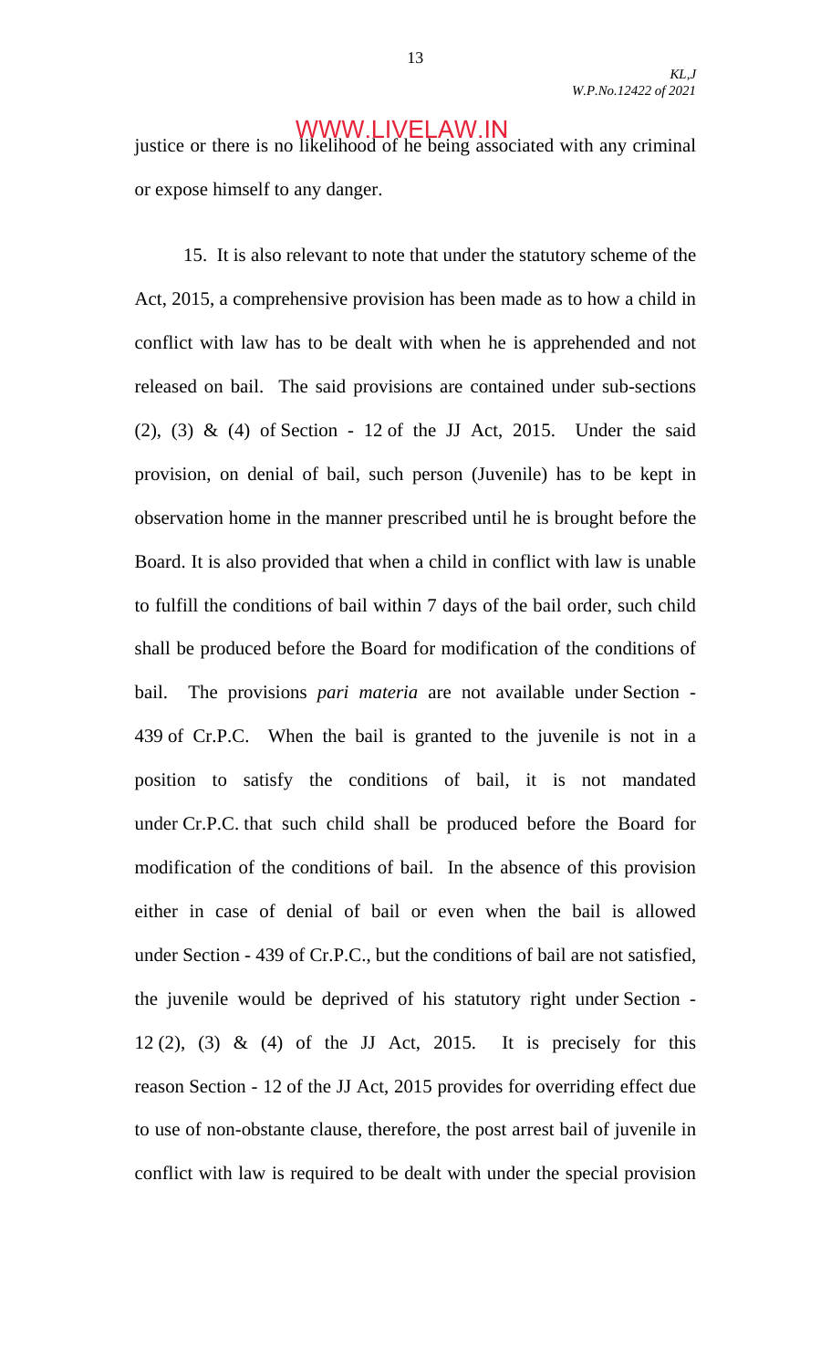justice or there is no likelihood of he being associated with any criminal or expose himself to any danger.

15. It is also relevant to note that under the statutory scheme of the Act, 2015, a comprehensive provision has been made as to how a child in conflict with law has to be dealt with when he is apprehended and not released on bail. The said provisions are contained under sub-sections (2), (3) & (4) of Section - 12 of the JJ Act, 2015. Under the said provision, on denial of bail, such person (Juvenile) has to be kept in observation home in the manner prescribed until he is brought before the Board. It is also provided that when a child in conflict with law is unable to fulfill the conditions of bail within 7 days of the bail order, such child shall be produced before the Board for modification of the conditions of bail. The provisions *pari materia* are not available under Section - 439 of Cr.P.C. When the bail is granted to the juvenile is not in a position to satisfy the conditions of bail, it is not mandated under Cr.P.C. that such child shall be produced before the Board for modification of the conditions of bail. In the absence of this provision either in case of denial of bail or even when the bail is allowed under Section - 439 of Cr.P.C., but the conditions of bail are not satisfied, the juvenile would be deprived of his statutory right under Section - 12 (2), (3) & (4) of the JJ Act, 2015. It is precisely for this reason Section - 12 of the JJ Act, 2015 provides for overriding effect due to use of non-obstante clause, therefore, the post arrest bail of juvenile in conflict with law is required to be dealt with under the special provision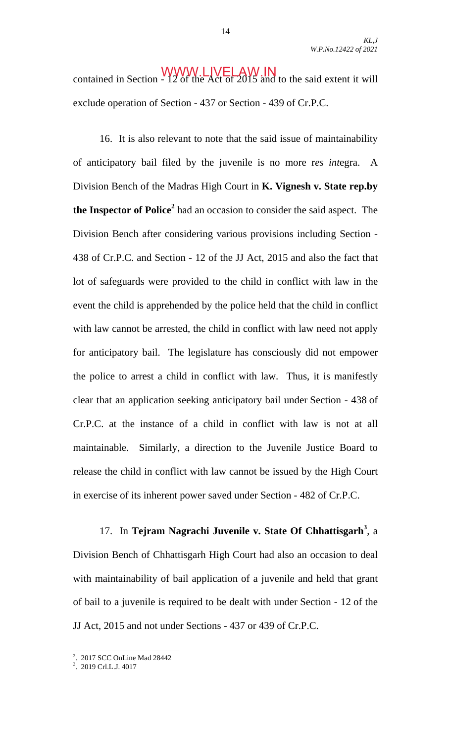contained in Section - 12 of the Act of 2015 and to the said extent it will exclude operation of Section - 437 or Section - 439 of Cr.P.C.

16. It is also relevant to note that the said issue of maintainability of anticipatory bail filed by the juvenile is no more r*es int*egra. A Division Bench of the Madras High Court in **K. Vignesh v. State rep.by the Inspector of Police**[2] had an occasion to consider the said aspect. The Division Bench after considering various provisions including Section - 438 of Cr.P.C. and Section - 12 of the JJ Act, 2015 and also the fact that lot of safeguards were provided to the child in conflict with law in the event the child is apprehended by the police held that the child in conflict with law cannot be arrested, the child in conflict with law need not apply for anticipatory bail. The legislature has consciously did not empower the police to arrest a child in conflict with law. Thus, it is manifestly clear that an application seeking anticipatory bail under Section - 438 of Cr.P.C. at the instance of a child in conflict with law is not at all maintainable. Similarly, a direction to the Juvenile Justice Board to release the child in conflict with law cannot be issued by the High Court in exercise of its inherent power saved under Section - 482 of Cr.P.C.

17. In **Tejram Nagrachi Juvenile v. State Of Chhattisgarh**[3], a Division Bench of Chhattisgarh High Court had also an occasion to deal with maintainability of bail application of a juvenile and held that grant of bail to a juvenile is required to be dealt with under Section - 12 of the JJ Act, 2015 and not under Sections - 437 or 439 of Cr.P.C.

---

[2]. 2017 SCC OnLine Mad 28442

[3]. 2019 Crl.L.J. 4017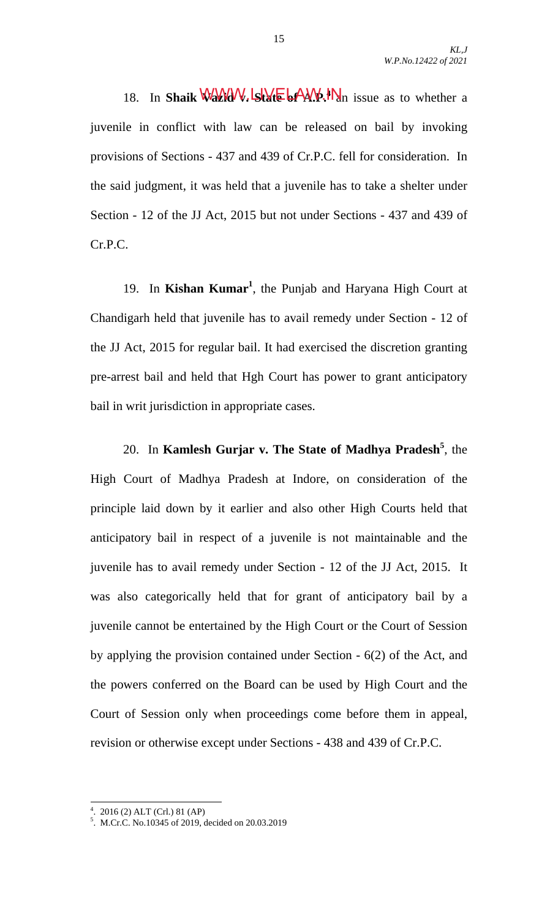18. In **Shaik Vazid v. State of A.P.**[4] an issue as to whether a juvenile in conflict with law can be released on bail by invoking provisions of Sections - 437 and 439 of Cr.P.C. fell for consideration. In the said judgment, it was held that a juvenile has to take a shelter under Section - 12 of the JJ Act, 2015 but not under Sections - 437 and 439 of Cr.P.C.

19. In **Kishan Kumar**[1], the Punjab and Haryana High Court at Chandigarh held that juvenile has to avail remedy under Section - 12 of the JJ Act, 2015 for regular bail. It had exercised the discretion granting pre-arrest bail and held that Hgh Court has power to grant anticipatory bail in writ jurisdiction in appropriate cases.

20. In **Kamlesh Gurjar v. The State of Madhya Pradesh**[5], the High Court of Madhya Pradesh at Indore, on consideration of the principle laid down by it earlier and also other High Courts held that anticipatory bail in respect of a juvenile is not maintainable and the juvenile has to avail remedy under Section - 12 of the JJ Act, 2015. It was also categorically held that for grant of anticipatory bail by a juvenile cannot be entertained by the High Court or the Court of Session by applying the provision contained under Section - 6(2) of the Act, and the powers conferred on the Board can be used by High Court and the Court of Session only when proceedings come before them in appeal, revision or otherwise except under Sections - 438 and 439 of Cr.P.C.

---

4. 2016 (2) ALT (Crl.) 81 (AP)

5. M.Cr.C. No.10345 of 2019, decided on 20.03.2019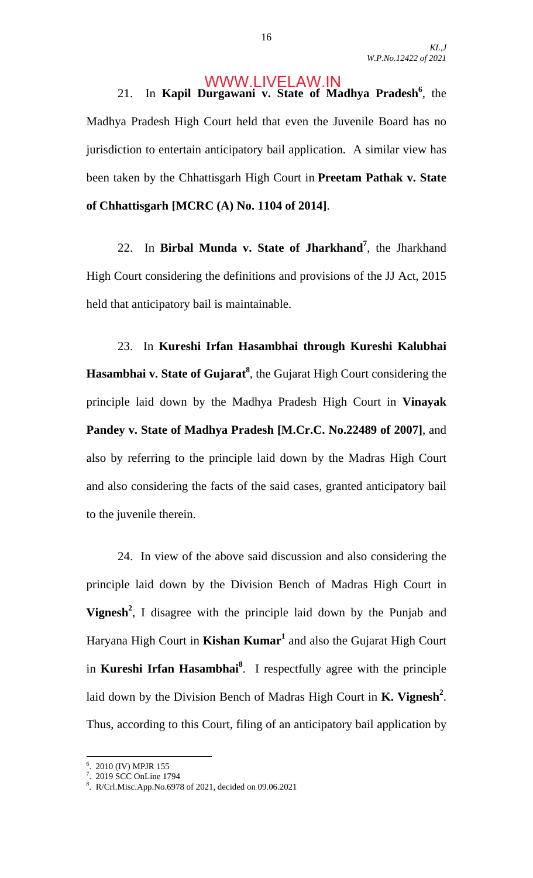21. In **Kapil Durgawani v. State of Madhya Pradesh**[6], the Madhya Pradesh High Court held that even the Juvenile Board has no jurisdiction to entertain anticipatory bail application. A similar view has been taken by the Chhattisgarh High Court in **Preetam Pathak v. State of Chhattisgarh [MCRC (A) No. 1104 of 2014]**.

22. In **Birbal Munda v. State of Jharkhand**[7], the Jharkhand High Court considering the definitions and provisions of the JJ Act, 2015 held that anticipatory bail is maintainable.

23. In **Kureshi Irfan Hasambhai through Kureshi Kalubhai Hasambhai v. State of Gujarat**[8], the Gujarat High Court considering the principle laid down by the Madhya Pradesh High Court in **Vinayak Pandey v. State of Madhya Pradesh [M.Cr.C. No.22489 of 2007]**, and also by referring to the principle laid down by the Madras High Court and also considering the facts of the said cases, granted anticipatory bail to the juvenile therein.

24. In view of the above said discussion and also considering the principle laid down by the Division Bench of Madras High Court in **Vignesh**[2], I disagree with the principle laid down by the Punjab and Haryana High Court in **Kishan Kumar**[1] and also the Gujarat High Court in **Kureshi Irfan Hasambhai**[8]. I respectfully agree with the principle laid down by the Division Bench of Madras High Court in **K. Vignesh**[2]. Thus, according to this Court, filing of an anticipatory bail application by

---

[6]. 2010 (IV) MPJR 155

[7]. 2019 SCC OnLine 1794

[8]. R/Crl.Misc.App.No.6978 of 2021, decided on 09.06.2021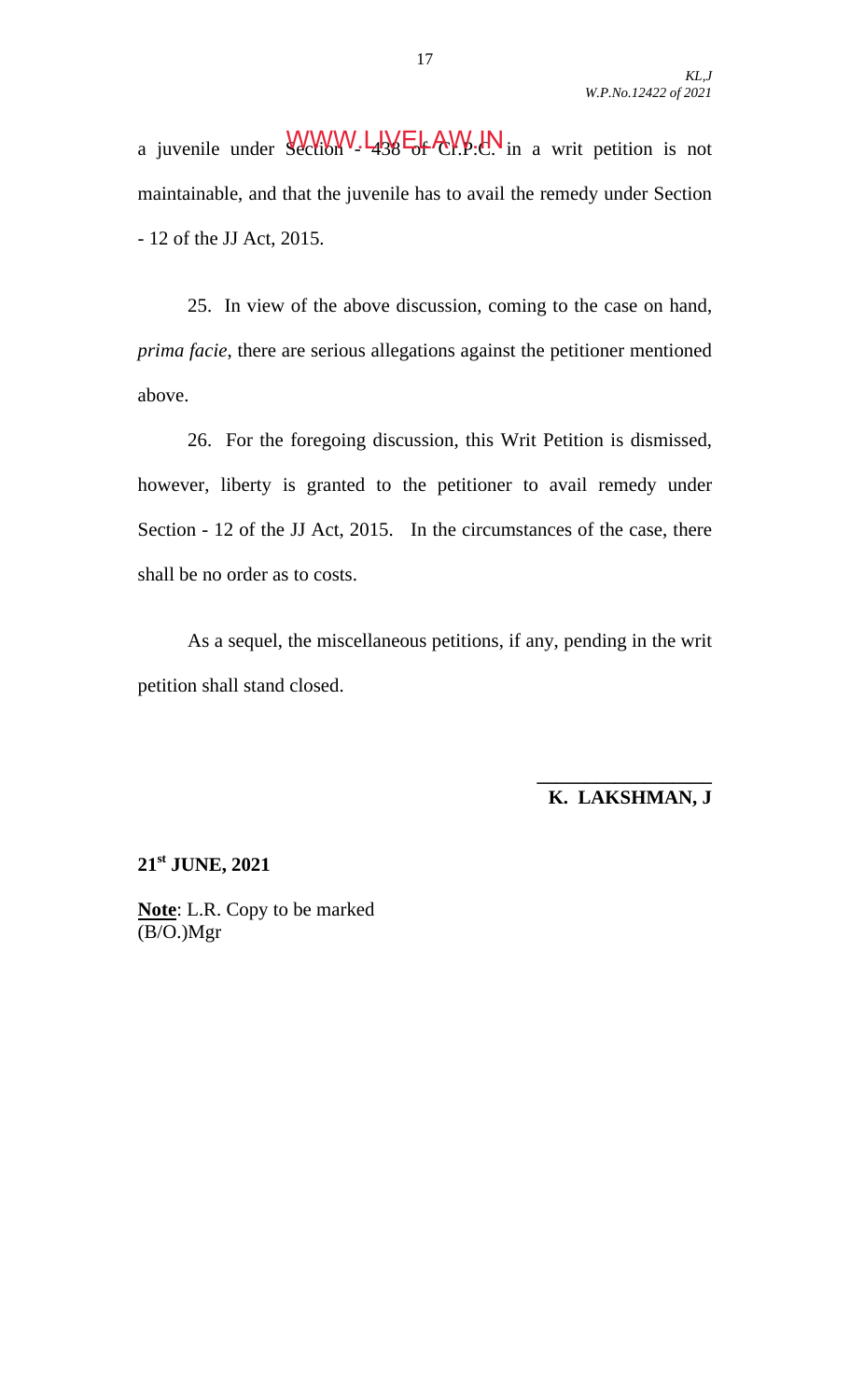a juvenile under Section - 438 of Cr.P.C. in a writ petition is not maintainable, and that the juvenile has to avail the remedy under Section - 12 of the JJ Act, 2015.

25. In view of the above discussion, coming to the case on hand, *prima facie*, there are serious allegations against the petitioner mentioned above.

26. For the foregoing discussion, this Writ Petition is dismissed, however, liberty is granted to the petitioner to avail remedy under Section - 12 of the JJ Act, 2015. In the circumstances of the case, there shall be no order as to costs.

As a sequel, the miscellaneous petitions, if any, pending in the writ petition shall stand closed.

**K. LAKSHMAN, J**

**21st JUNE, 2021**

**Note**: L.R. Copy to be marked
(B/O.)Mgr